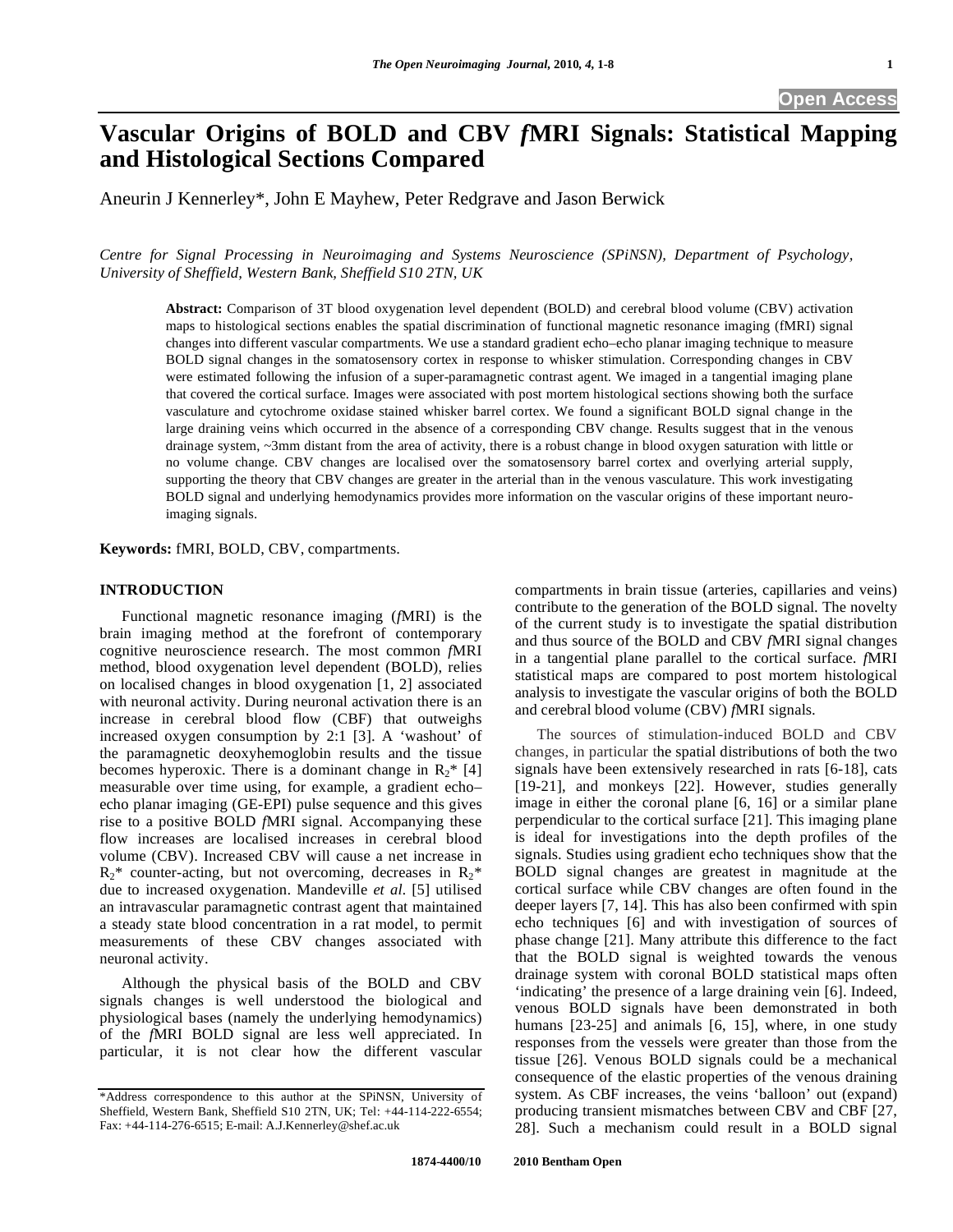# Vascular Origins of BOLD and CBV *f*MRI Signals: Statistical Mapping and Histological Sections Compared

Aneurin J Kennerley*, John E Mayhew, Peter Redgrave and Jason Berwick

*Centre for Signal Processing in Neuroimaging and Systems Neuroscience (SPiNSN), Department of Psychology, University of Sheffield, Western Bank, Sheffield S10 2TN, UK*

**Abstract:** Comparison of 3T blood oxygenation level dependent (BOLD) and cerebral blood volume (CBV) activation maps to histological sections enables the spatial discrimination of functional magnetic resonance imaging (fMRI) signal changes into different vascular compartments. We use a standard gradient echo–echo planar imaging technique to measure BOLD signal changes in the somatosensory cortex in response to whisker stimulation. Corresponding changes in CBV were estimated following the infusion of a super-paramagnetic contrast agent. We imaged in a tangential imaging plane that covered the cortical surface. Images were associated with post mortem histological sections showing both the surface vasculature and cytochrome oxidase stained whisker barrel cortex. We found a significant BOLD signal change in the large draining veins which occurred in the absence of a corresponding CBV change. Results suggest that in the venous drainage system, ~3mm distant from the area of activity, there is a robust change in blood oxygen saturation with little or no volume change. CBV changes are localised over the somatosensory barrel cortex and overlying arterial supply, supporting the theory that CBV changes are greater in the arterial than in the venous vasculature. This work investigating BOLD signal and underlying hemodynamics provides more information on the vascular origins of these important neuro-imaging signals.

**Keywords:** fMRI, BOLD, CBV, compartments.

## INTRODUCTION

Functional magnetic resonance imaging (*f*MRI) is the brain imaging method at the forefront of contemporary cognitive neuroscience research. The most common *f*MRI method, blood oxygenation level dependent (BOLD), relies on localised changes in blood oxygenation [1, 2] associated with neuronal activity. During neuronal activation there is an increase in cerebral blood flow (CBF) that outweighs increased oxygen consumption by 2:1 [3]. A 'washout' of the paramagnetic deoxyhemoglobin results and the tissue becomes hyperoxic. There is a dominant change in $R_2$* [4] measurable over time using, for example, a gradient echo–echo planar imaging (GE-EPI) pulse sequence and this gives rise to a positive BOLD *f*MRI signal. Accompanying these flow increases are localised increases in cerebral blood volume (CBV). Increased CBV will cause a net increase in $R_2$* counter-acting, but not overcoming, decreases in $R_2$* due to increased oxygenation. Mandeville *et al.* [5] utilised an intravascular paramagnetic contrast agent that maintained a steady state blood concentration in a rat model, to permit measurements of these CBV changes associated with neuronal activity.

Although the physical basis of the BOLD and CBV signals changes is well understood the biological and physiological bases (namely the underlying hemodynamics) of the *f*MRI BOLD signal are less well appreciated. In particular, it is not clear how the different vascular compartments in brain tissue (arteries, capillaries and veins) contribute to the generation of the BOLD signal. The novelty of the current study is to investigate the spatial distribution and thus source of the BOLD and CBV *f*MRI signal changes in a tangential plane parallel to the cortical surface. *f*MRI statistical maps are compared to post mortem histological analysis to investigate the vascular origins of both the BOLD and cerebral blood volume (CBV) *f*MRI signals.

The sources of stimulation-induced BOLD and CBV changes, in particular the spatial distributions of both the two signals have been extensively researched in rats [6-18], cats [19-21], and monkeys [22]. However, studies generally image in either the coronal plane [6, 16] or a similar plane perpendicular to the cortical surface [21]. This imaging plane is ideal for investigations into the depth profiles of the signals. Studies using gradient echo techniques show that the BOLD signal changes are greatest in magnitude at the cortical surface while CBV changes are often found in the deeper layers [7, 14]. This has also been confirmed with spin echo techniques [6] and with investigation of sources of phase change [21]. Many attribute this difference to the fact that the BOLD signal is weighted towards the venous drainage system with coronal BOLD statistical maps often 'indicating' the presence of a large draining vein [6]. Indeed, venous BOLD signals have been demonstrated in both humans [23-25] and animals [6, 15], where, in one study responses from the vessels were greater than those from the tissue [26]. Venous BOLD signals could be a mechanical consequence of the elastic properties of the venous draining system. As CBF increases, the veins 'balloon' out (expand) producing transient mismatches between CBV and CBF [27, 28]. Such a mechanism could result in a BOLD signal

*Address correspondence to this author at the SPiNSN, University of Sheffield, Western Bank, Sheffield S10 2TN, UK; Tel: +44-114-222-6554; Fax: +44-114-276-6515; E-mail: A.J.Kennerley@shef.ac.uk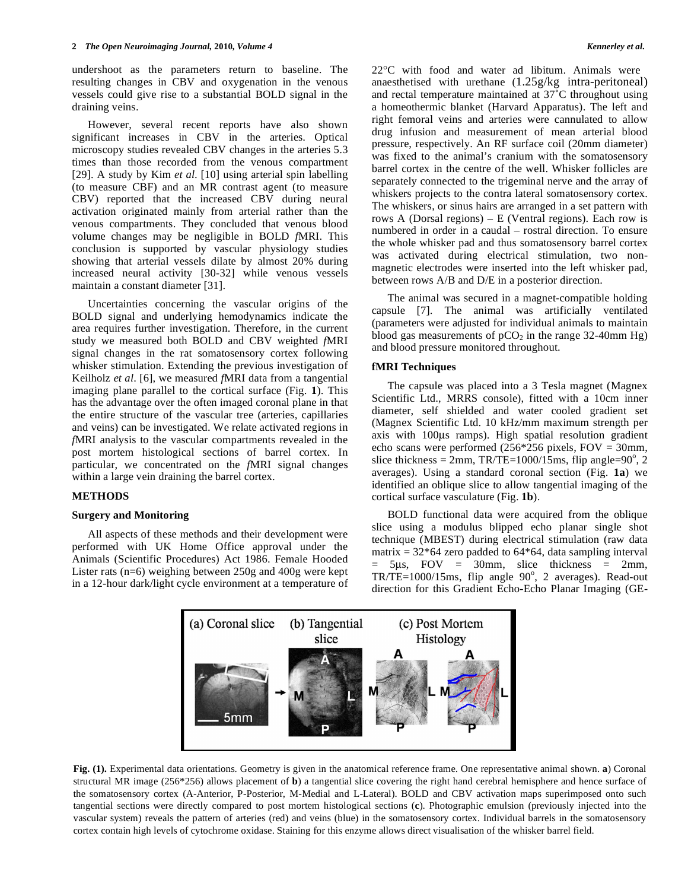undershoot as the parameters return to baseline. The resulting changes in CBV and oxygenation in the venous vessels could give rise to a substantial BOLD signal in the draining veins.

However, several recent reports have also shown significant increases in CBV in the arteries. Optical microscopy studies revealed CBV changes in the arteries 5.3 times than those recorded from the venous compartment [29]. A study by Kim *et al*. [10] using arterial spin labelling (to measure CBF) and an MR contrast agent (to measure CBV) reported that the increased CBV during neural activation originated mainly from arterial rather than the venous compartments. They concluded that venous blood volume changes may be negligible in BOLD *f*MRI. This conclusion is supported by vascular physiology studies showing that arterial vessels dilate by almost 20% during increased neural activity [30-32] while venous vessels maintain a constant diameter [31].

Uncertainties concerning the vascular origins of the BOLD signal and underlying hemodynamics indicate the area requires further investigation. Therefore, in the current study we measured both BOLD and CBV weighted *f*MRI signal changes in the rat somatosensory cortex following whisker stimulation. Extending the previous investigation of Keilholz *et al*. [6], we measured *f*MRI data from a tangential imaging plane parallel to the cortical surface (Fig. **1**). This has the advantage over the often imaged coronal plane in that the entire structure of the vascular tree (arteries, capillaries and veins) can be investigated. We relate activated regions in *f*MRI analysis to the vascular compartments revealed in the post mortem histological sections of barrel cortex. In particular, we concentrated on the *f*MRI signal changes within a large vein draining the barrel cortex.

## METHODS

### Surgery and Monitoring

All aspects of these methods and their development were performed with UK Home Office approval under the Animals (Scientific Procedures) Act 1986. Female Hooded Lister rats (n=6) weighing between 250g and 400g were kept in a 12-hour dark/light cycle environment at a temperature of 22°C with food and water ad libitum. Animals were anaesthetised with urethane (1.25g/kg intra-peritoneal) and rectal temperature maintained at 37°C throughout using a homeothermic blanket (Harvard Apparatus). The left and right femoral veins and arteries were cannulated to allow drug infusion and measurement of mean arterial blood pressure, respectively. An RF surface coil (20mm diameter) was fixed to the animal's cranium with the somatosensory barrel cortex in the centre of the well. Whisker follicles are separately connected to the trigeminal nerve and the array of whiskers projects to the contra lateral somatosensory cortex. The whiskers, or sinus hairs are arranged in a set pattern with rows A (Dorsal regions) – E (Ventral regions). Each row is numbered in order in a caudal – rostral direction. To ensure the whole whisker pad and thus somatosensory barrel cortex was activated during electrical stimulation, two non-magnetic electrodes were inserted into the left whisker pad, between rows A/B and D/E in a posterior direction.

The animal was secured in a magnet-compatible holding capsule [7]. The animal was artificially ventilated (parameters were adjusted for individual animals to maintain blood gas measurements of $pCO_2$ in the range 32-40mm Hg) and blood pressure monitored throughout.

### fMRI Techniques

The capsule was placed into a 3 Tesla magnet (Magnex Scientific Ltd., MRRS console), fitted with a 10cm inner diameter, self shielded and water cooled gradient set (Magnex Scientific Ltd. 10 kHz/mm maximum strength per axis with 100µs ramps). High spatial resolution gradient echo scans were performed (256*256 pixels, FOV = 30mm, slice thickness = 2mm, TR/TE=1000/15ms, flip angle=90°, 2 averages). Using a standard coronal section (Fig. **1a**) we identified an oblique slice to allow tangential imaging of the cortical surface vasculature (Fig. **1b**).

BOLD functional data were acquired from the oblique slice using a modulus blipped echo planar single shot technique (MBEST) during electrical stimulation (raw data matrix = 32*64 zero padded to 64*64, data sampling interval = 5µs, FOV = 30mm, slice thickness = 2mm, TR/TE=1000/15ms, flip angle 90°, 2 averages). Read-out direction for this Gradient Echo-Echo Planar Imaging (GE-

**Fig. (1).** Experimental data orientations. Geometry is given in the anatomical reference frame. One representative animal shown. **a**) Coronal structural MR image (256*256) allows placement of **b**) a tangential slice covering the right hand cerebral hemisphere and hence surface of the somatosensory cortex (A-Anterior, P-Posterior, M-Medial and L-Lateral). BOLD and CBV activation maps superimposed onto such tangential sections were directly compared to post mortem histological sections (**c**). Photographic emulsion (previously injected into the vascular system) reveals the pattern of arteries (red) and veins (blue) in the somatosensory cortex. Individual barrels in the somatosensory cortex contain high levels of cytochrome oxidase. Staining for this enzyme allows direct visualisation of the whisker barrel field.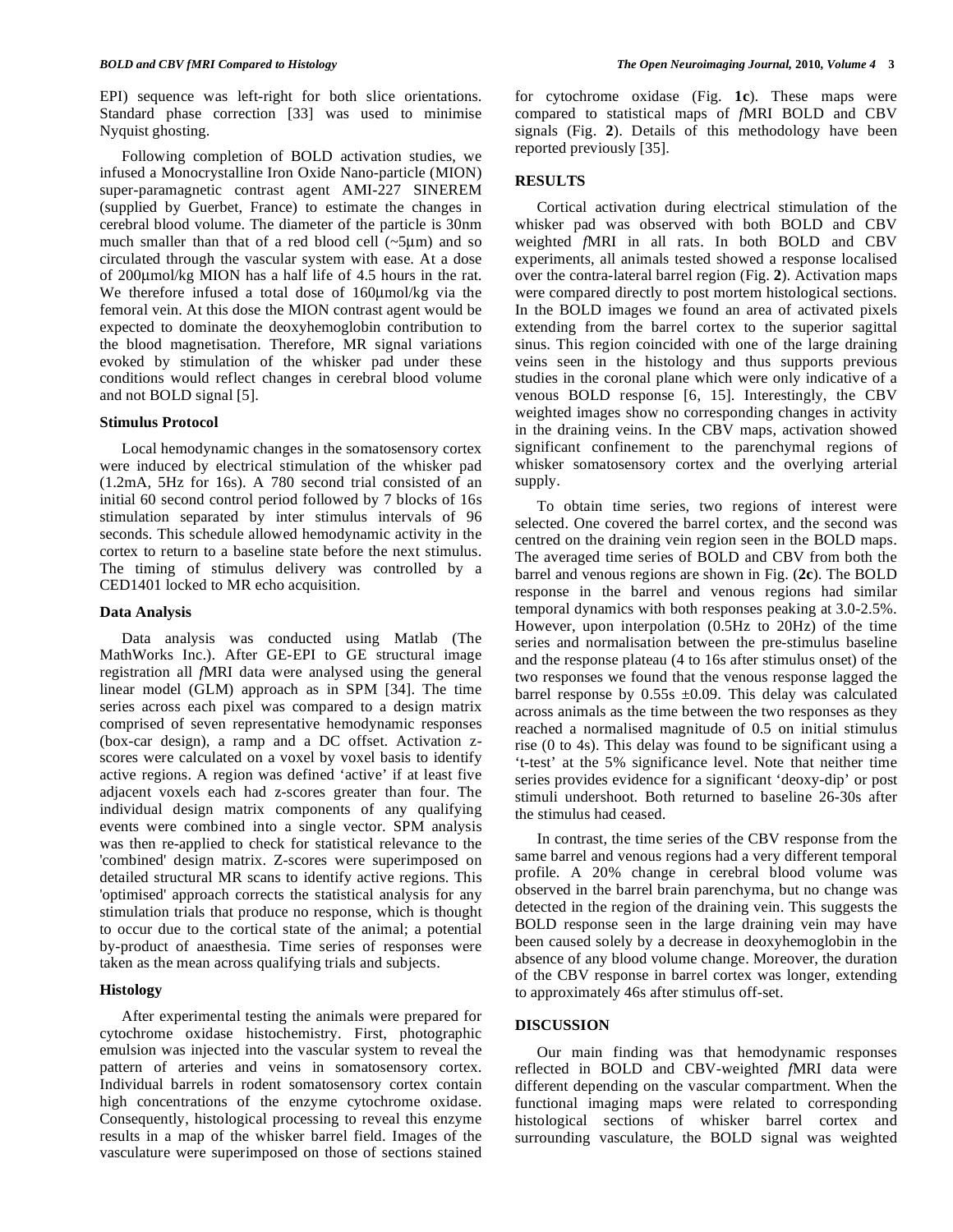EPI) sequence was left-right for both slice orientations. Standard phase correction [33] was used to minimise Nyquist ghosting.

Following completion of BOLD activation studies, we infused a Monocrystalline Iron Oxide Nano-particle (MION) super-paramagnetic contrast agent AMI-227 SINEREM (supplied by Guerbet, France) to estimate the changes in cerebral blood volume. The diameter of the particle is 30nm much smaller than that of a red blood cell (~5μm) and so circulated through the vascular system with ease. At a dose of 200μmol/kg MION has a half life of 4.5 hours in the rat. We therefore infused a total dose of 160μmol/kg via the femoral vein. At this dose the MION contrast agent would be expected to dominate the deoxyhemoglobin contribution to the blood magnetisation. Therefore, MR signal variations evoked by stimulation of the whisker pad under these conditions would reflect changes in cerebral blood volume and not BOLD signal [5].

### Stimulus Protocol

Local hemodynamic changes in the somatosensory cortex were induced by electrical stimulation of the whisker pad (1.2mA, 5Hz for 16s). A 780 second trial consisted of an initial 60 second control period followed by 7 blocks of 16s stimulation separated by inter stimulus intervals of 96 seconds. This schedule allowed hemodynamic activity in the cortex to return to a baseline state before the next stimulus. The timing of stimulus delivery was controlled by a CED1401 locked to MR echo acquisition.

### Data Analysis

Data analysis was conducted using Matlab (The MathWorks Inc.). After GE-EPI to GE structural image registration all *f*MRI data were analysed using the general linear model (GLM) approach as in SPM [34]. The time series across each pixel was compared to a design matrix comprised of seven representative hemodynamic responses (box-car design), a ramp and a DC offset. Activation z-scores were calculated on a voxel by voxel basis to identify active regions. A region was defined 'active' if at least five adjacent voxels each had z-scores greater than four. The individual design matrix components of any qualifying events were combined into a single vector. SPM analysis was then re-applied to check for statistical relevance to the 'combined' design matrix. Z-scores were superimposed on detailed structural MR scans to identify active regions. This 'optimised' approach corrects the statistical analysis for any stimulation trials that produce no response, which is thought to occur due to the cortical state of the animal; a potential by-product of anaesthesia. Time series of responses were taken as the mean across qualifying trials and subjects.

### Histology

After experimental testing the animals were prepared for cytochrome oxidase histochemistry. First, photographic emulsion was injected into the vascular system to reveal the pattern of arteries and veins in somatosensory cortex. Individual barrels in rodent somatosensory cortex contain high concentrations of the enzyme cytochrome oxidase. Consequently, histological processing to reveal this enzyme results in a map of the whisker barrel field. Images of the vasculature were superimposed on those of sections stained for cytochrome oxidase (Fig. **1c**). These maps were compared to statistical maps of *f*MRI BOLD and CBV signals (Fig. **2**). Details of this methodology have been reported previously [35].

## RESULTS

Cortical activation during electrical stimulation of the whisker pad was observed with both BOLD and CBV weighted *f*MRI in all rats. In both BOLD and CBV experiments, all animals tested showed a response localised over the contra-lateral barrel region (Fig. **2**). Activation maps were compared directly to post mortem histological sections. In the BOLD images we found an area of activated pixels extending from the barrel cortex to the superior sagittal sinus. This region coincided with one of the large draining veins seen in the histology and thus supports previous studies in the coronal plane which were only indicative of a venous BOLD response [6, 15]. Interestingly, the CBV weighted images show no corresponding changes in activity in the draining veins. In the CBV maps, activation showed significant confinement to the parenchymal regions of whisker somatosensory cortex and the overlying arterial supply.

To obtain time series, two regions of interest were selected. One covered the barrel cortex, and the second was centred on the draining vein region seen in the BOLD maps. The averaged time series of BOLD and CBV from both the barrel and venous regions are shown in Fig. (**2c**). The BOLD response in the barrel and venous regions had similar temporal dynamics with both responses peaking at 3.0-2.5%. However, upon interpolation (0.5Hz to 20Hz) of the time series and normalisation between the pre-stimulus baseline and the response plateau (4 to 16s after stimulus onset) of the two responses we found that the venous response lagged the barrel response by 0.55s ±0.09. This delay was calculated across animals as the time between the two responses as they reached a normalised magnitude of 0.5 on initial stimulus rise (0 to 4s). This delay was found to be significant using a 't-test' at the 5% significance level. Note that neither time series provides evidence for a significant 'deoxy-dip' or post stimuli undershoot. Both returned to baseline 26-30s after the stimulus had ceased.

In contrast, the time series of the CBV response from the same barrel and venous regions had a very different temporal profile. A 20% change in cerebral blood volume was observed in the barrel brain parenchyma, but no change was detected in the region of the draining vein. This suggests the BOLD response seen in the large draining vein may have been caused solely by a decrease in deoxyhemoglobin in the absence of any blood volume change. Moreover, the duration of the CBV response in barrel cortex was longer, extending to approximately 46s after stimulus off-set.

## DISCUSSION

Our main finding was that hemodynamic responses reflected in BOLD and CBV-weighted *f*MRI data were different depending on the vascular compartment. When the functional imaging maps were related to corresponding histological sections of whisker barrel cortex and surrounding vasculature, the BOLD signal was weighted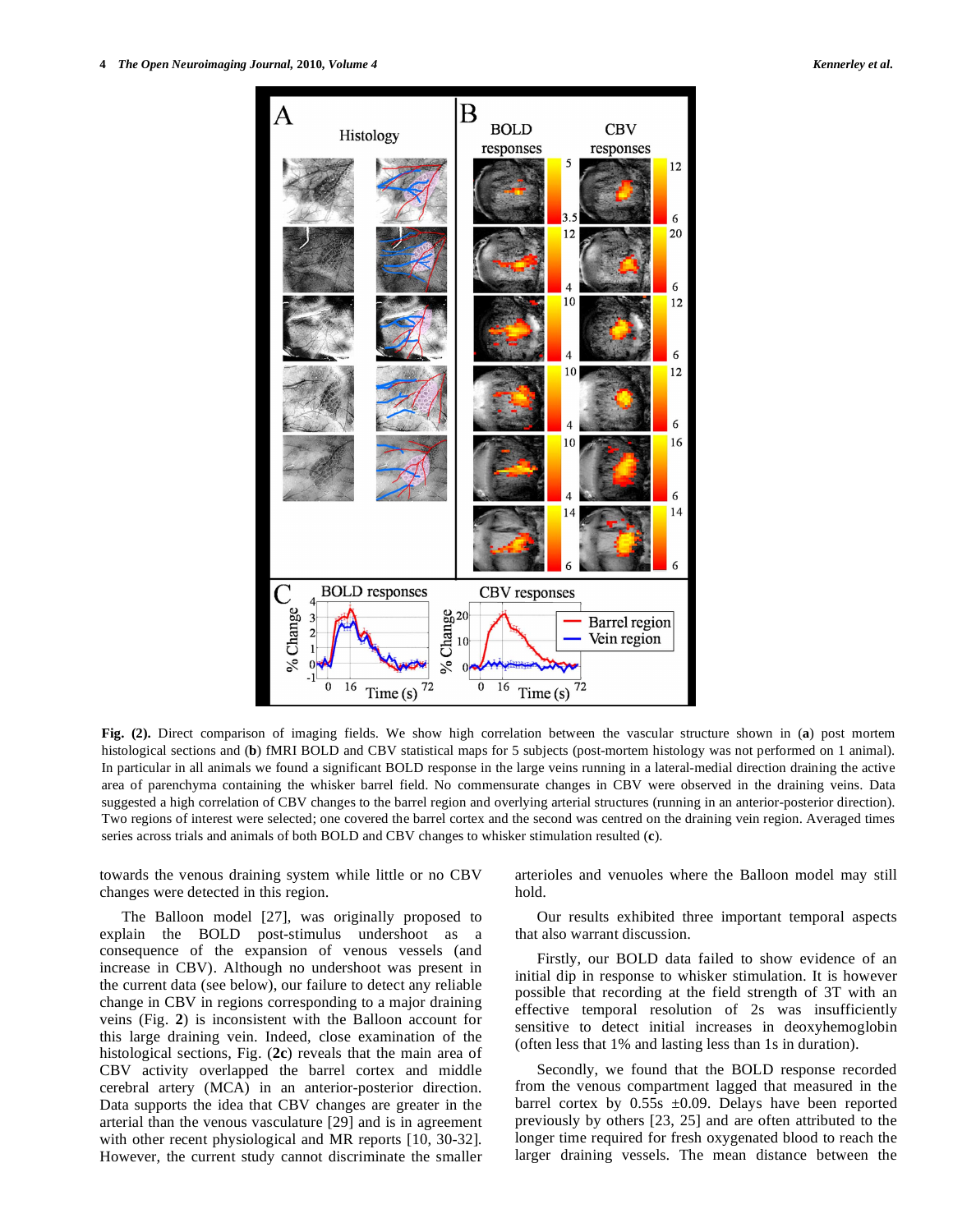**Fig. (2).** Direct comparison of imaging fields. We show high correlation between the vascular structure shown in (**a**) post mortem histological sections and (**b**) fMRI BOLD and CBV statistical maps for 5 subjects (post-mortem histology was not performed on 1 animal). In particular in all animals we found a significant BOLD response in the large veins running in a lateral-medial direction draining the active area of parenchyma containing the whisker barrel field. No commensurate changes in CBV were observed in the draining veins. Data suggested a high correlation of CBV changes to the barrel region and overlying arterial structures (running in an anterior-posterior direction). Two regions of interest were selected; one covered the barrel cortex and the second was centred on the draining vein region. Averaged times series across trials and animals of both BOLD and CBV changes to whisker stimulation resulted (**c**).

towards the venous draining system while little or no CBV changes were detected in this region.

The Balloon model [27], was originally proposed to explain the BOLD post-stimulus undershoot as a consequence of the expansion of venous vessels (and increase in CBV). Although no undershoot was present in the current data (see below), our failure to detect any reliable change in CBV in regions corresponding to a major draining veins (Fig. **2**) is inconsistent with the Balloon account for this large draining vein. Indeed, close examination of the histological sections, Fig. (**2c**) reveals that the main area of CBV activity overlapped the barrel cortex and middle cerebral artery (MCA) in an anterior-posterior direction. Data supports the idea that CBV changes are greater in the arterial than the venous vasculature [29] and is in agreement with other recent physiological and MR reports [10, 30-32]. However, the current study cannot discriminate the smaller arterioles and venuoles where the Balloon model may still hold.

Our results exhibited three important temporal aspects that also warrant discussion.

Firstly, our BOLD data failed to show evidence of an initial dip in response to whisker stimulation. It is however possible that recording at the field strength of 3T with an effective temporal resolution of 2s was insufficiently sensitive to detect initial increases in deoxyhemoglobin (often less that 1% and lasting less than 1s in duration).

Secondly, we found that the BOLD response recorded from the venous compartment lagged that measured in the barrel cortex by 0.55s ±0.09. Delays have been reported previously by others [23, 25] and are often attributed to the longer time required for fresh oxygenated blood to reach the larger draining vessels. The mean distance between the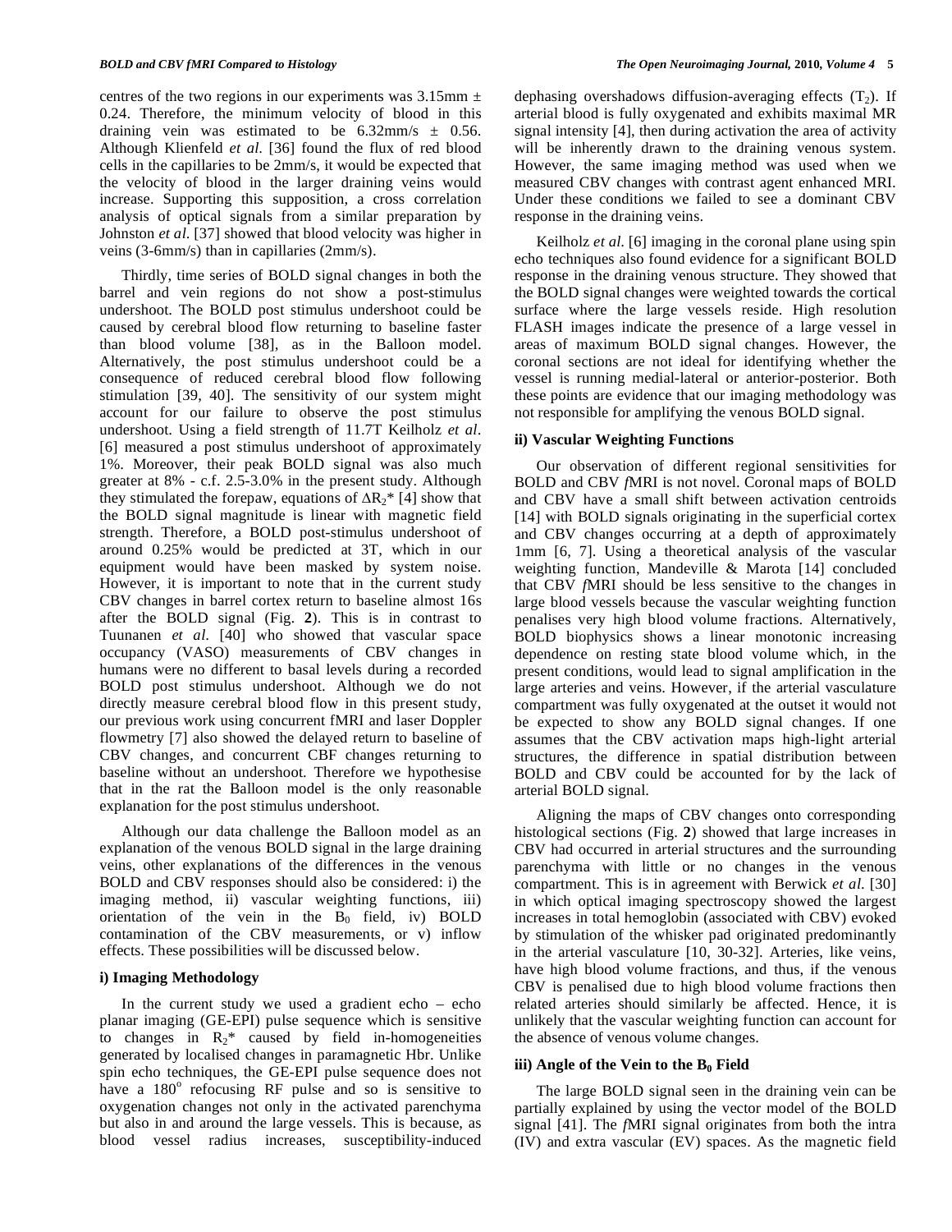centres of the two regions in our experiments was 3.15mm ± 0.24. Therefore, the minimum velocity of blood in this draining vein was estimated to be 6.32mm/s ± 0.56. Although Klienfeld *et al.* [36] found the flux of red blood cells in the capillaries to be 2mm/s, it would be expected that the velocity of blood in the larger draining veins would increase. Supporting this supposition, a cross correlation analysis of optical signals from a similar preparation by Johnston *et al.* [37] showed that blood velocity was higher in veins (3-6mm/s) than in capillaries (2mm/s).

Thirdly, time series of BOLD signal changes in both the barrel and vein regions do not show a post-stimulus undershoot. The BOLD post stimulus undershoot could be caused by cerebral blood flow returning to baseline faster than blood volume [38], as in the Balloon model. Alternatively, the post stimulus undershoot could be a consequence of reduced cerebral blood flow following stimulation [39, 40]. The sensitivity of our system might account for our failure to observe the post stimulus undershoot. Using a field strength of 11.7T Keilholz *et al.* [6] measured a post stimulus undershoot of approximately 1%. Moreover, their peak BOLD signal was also much greater at 8% - c.f. 2.5-3.0% in the present study. Although they stimulated the forepaw, equations of $\Delta R_2^*$ [4] show that the BOLD signal magnitude is linear with magnetic field strength. Therefore, a BOLD post-stimulus undershoot of around 0.25% would be predicted at 3T, which in our equipment would have been masked by system noise. However, it is important to note that in the current study CBV changes in barrel cortex return to baseline almost 16s after the BOLD signal (Fig. **2**). This is in contrast to Tuunanen *et al.* [40] who showed that vascular space occupancy (VASO) measurements of CBV changes in humans were no different to basal levels during a recorded BOLD post stimulus undershoot. Although we do not directly measure cerebral blood flow in this present study, our previous work using concurrent fMRI and laser Doppler flowmetry [7] also showed the delayed return to baseline of CBV changes, and concurrent CBF changes returning to baseline without an undershoot. Therefore we hypothesise that in the rat the Balloon model is the only reasonable explanation for the post stimulus undershoot.

Although our data challenge the Balloon model as an explanation of the venous BOLD signal in the large draining veins, other explanations of the differences in the venous BOLD and CBV responses should also be considered: i) the imaging method, ii) vascular weighting functions, iii) orientation of the vein in the $B_0$ field, iv) BOLD contamination of the CBV measurements, or v) inflow effects. These possibilities will be discussed below.

### i) Imaging Methodology

In the current study we used a gradient echo – echo planar imaging (GE-EPI) pulse sequence which is sensitive to changes in $R_2^*$ caused by field in-homogeneities generated by localised changes in paramagnetic Hbr. Unlike spin echo techniques, the GE-EPI pulse sequence does not have a $180^o$ refocusing RF pulse and so is sensitive to oxygenation changes not only in the activated parenchyma but also in and around the large vessels. This is because, as blood vessel radius increases, susceptibility-induced dephasing overshadows diffusion-averaging effects ($T_2$). If arterial blood is fully oxygenated and exhibits maximal MR signal intensity [4], then during activation the area of activity will be inherently drawn to the draining venous system. However, the same imaging method was used when we measured CBV changes with contrast agent enhanced MRI. Under these conditions we failed to see a dominant CBV response in the draining veins.

Keilholz *et al.* [6] imaging in the coronal plane using spin echo techniques also found evidence for a significant BOLD response in the draining venous structure. They showed that the BOLD signal changes were weighted towards the cortical surface where the large vessels reside. High resolution FLASH images indicate the presence of a large vessel in areas of maximum BOLD signal changes. However, the coronal sections are not ideal for identifying whether the vessel is running medial-lateral or anterior-posterior. Both these points are evidence that our imaging methodology was not responsible for amplifying the venous BOLD signal.

### ii) Vascular Weighting Functions

Our observation of different regional sensitivities for BOLD and CBV *f*MRI is not novel. Coronal maps of BOLD and CBV have a small shift between activation centroids [14] with BOLD signals originating in the superficial cortex and CBV changes occurring at a depth of approximately 1mm [6, 7]. Using a theoretical analysis of the vascular weighting function, Mandeville & Marota [14] concluded that CBV *f*MRI should be less sensitive to the changes in large blood vessels because the vascular weighting function penalises very high blood volume fractions. Alternatively, BOLD biophysics shows a linear monotonic increasing dependence on resting state blood volume which, in the present conditions, would lead to signal amplification in the large arteries and veins. However, if the arterial vasculature compartment was fully oxygenated at the outset it would not be expected to show any BOLD signal changes. If one assumes that the CBV activation maps high-light arterial structures, the difference in spatial distribution between BOLD and CBV could be accounted for by the lack of arterial BOLD signal.

Aligning the maps of CBV changes onto corresponding histological sections (Fig. **2**) showed that large increases in CBV had occurred in arterial structures and the surrounding parenchyma with little or no changes in the venous compartment. This is in agreement with Berwick *et al.* [30] in which optical imaging spectroscopy showed the largest increases in total hemoglobin (associated with CBV) evoked by stimulation of the whisker pad originated predominantly in the arterial vasculature [10, 30-32]. Arteries, like veins, have high blood volume fractions, and thus, if the venous CBV is penalised due to high blood volume fractions then related arteries should similarly be affected. Hence, it is unlikely that the vascular weighting function can account for the absence of venous volume changes.

### iii) Angle of the Vein to the $B_0$ Field

The large BOLD signal seen in the draining vein can be partially explained by using the vector model of the BOLD signal [41]. The *f*MRI signal originates from both the intra (IV) and extra vascular (EV) spaces. As the magnetic field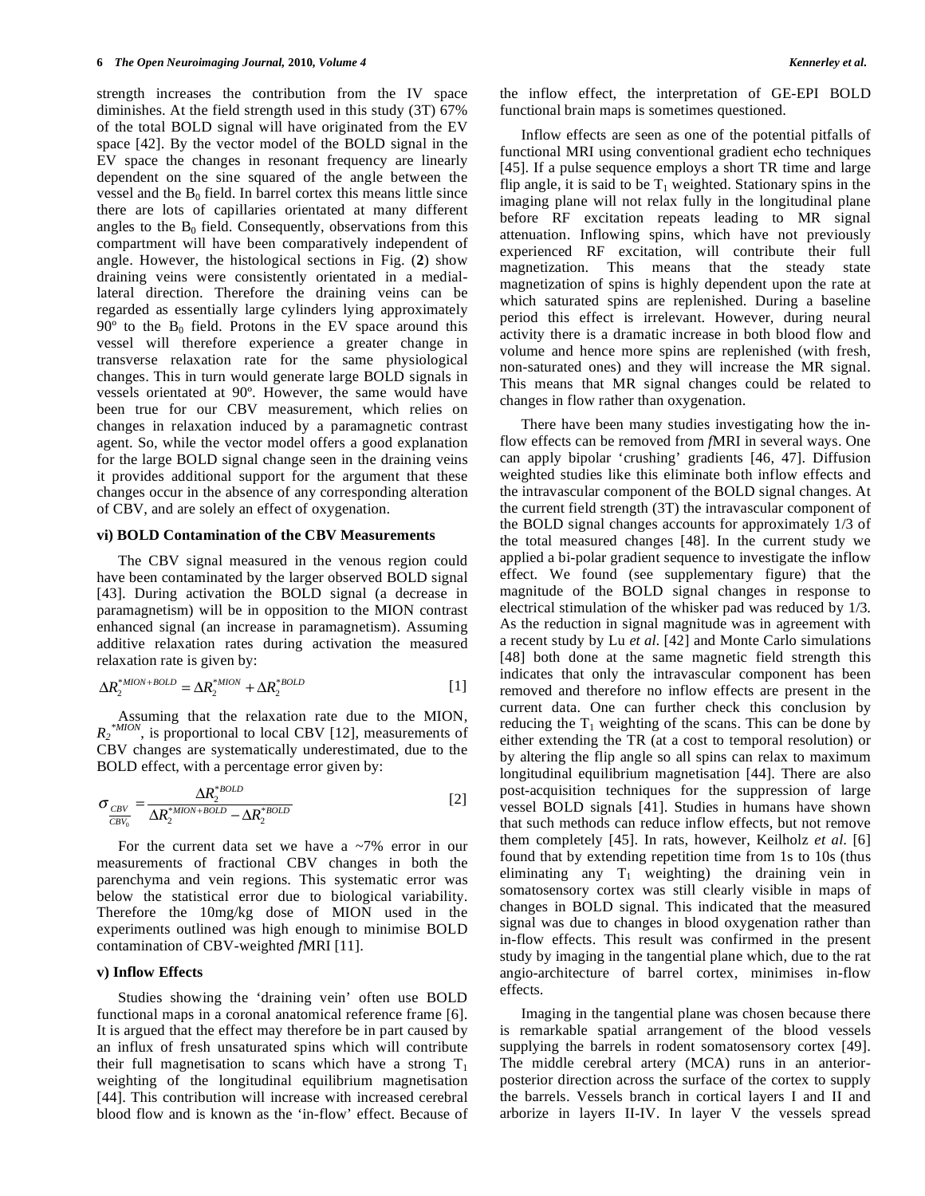strength increases the contribution from the IV space diminishes. At the field strength used in this study (3T) 67% of the total BOLD signal will have originated from the EV space [42]. By the vector model of the BOLD signal in the EV space the changes in resonant frequency are linearly dependent on the sine squared of the angle between the vessel and the $B_0$ field. In barrel cortex this means little since there are lots of capillaries orientated at many different angles to the $B_0$ field. Consequently, observations from this compartment will have been comparatively independent of angle. However, the histological sections in Fig. (**2**) show draining veins were consistently orientated in a medial-lateral direction. Therefore the draining veins can be regarded as essentially large cylinders lying approximately 90º to the $B_0$ field. Protons in the EV space around this vessel will therefore experience a greater change in transverse relaxation rate for the same physiological changes. This in turn would generate large BOLD signals in vessels orientated at 90º. However, the same would have been true for our CBV measurement, which relies on changes in relaxation induced by a paramagnetic contrast agent. So, while the vector model offers a good explanation for the large BOLD signal change seen in the draining veins it provides additional support for the argument that these changes occur in the absence of any corresponding alteration of CBV, and are solely an effect of oxygenation.

### vi) BOLD Contamination of the CBV Measurements

The CBV signal measured in the venous region could have been contaminated by the larger observed BOLD signal [43]. During activation the BOLD signal (a decrease in paramagnetism) will be in opposition to the MION contrast enhanced signal (an increase in paramagnetism). Assuming additive relaxation rates during activation the measured relaxation rate is given by:

$$\Delta R_2^{*MION+BOLD} = \Delta R_2^{*MION} + \Delta R_2^{*BOLD} \quad [1]$$

Assuming that the relaxation rate due to the MION, $R_2^{*MION}$, is proportional to local CBV [12], measurements of CBV changes are systematically underestimated, due to the BOLD effect, with a percentage error given by:

$$\sigma_{\frac{CBV}{CBV_0}} = \frac{\Delta R_2^{*BOLD}}{\Delta R_2^{*MION+BOLD} - \Delta R_2^{*BOLD}} \quad [2]$$

For the current data set we have a ~7% error in our measurements of fractional CBV changes in both the parenchyma and vein regions. This systematic error was below the statistical error due to biological variability. Therefore the 10mg/kg dose of MION used in the experiments outlined was high enough to minimise BOLD contamination of CBV-weighted *f*MRI [11].

### v) Inflow Effects

Studies showing the 'draining vein' often use BOLD functional maps in a coronal anatomical reference frame [6]. It is argued that the effect may therefore be in part caused by an influx of fresh unsaturated spins which will contribute their full magnetisation to scans which have a strong $T_1$ weighting of the longitudinal equilibrium magnetisation [44]. This contribution will increase with increased cerebral blood flow and is known as the 'in-flow' effect. Because of the inflow effect, the interpretation of GE-EPI BOLD functional brain maps is sometimes questioned.

Inflow effects are seen as one of the potential pitfalls of functional MRI using conventional gradient echo techniques [45]. If a pulse sequence employs a short TR time and large flip angle, it is said to be $T_1$ weighted. Stationary spins in the imaging plane will not relax fully in the longitudinal plane before RF excitation repeats leading to MR signal attenuation. Inflowing spins, which have not previously experienced RF excitation, will contribute their full magnetization. This means that the steady state magnetization of spins is highly dependent upon the rate at which saturated spins are replenished. During a baseline period this effect is irrelevant. However, during neural activity there is a dramatic increase in both blood flow and volume and hence more spins are replenished (with fresh, non-saturated ones) and they will increase the MR signal. This means that MR signal changes could be related to changes in flow rather than oxygenation.

There have been many studies investigating how the in-flow effects can be removed from *f*MRI in several ways. One can apply bipolar 'crushing' gradients [46, 47]. Diffusion weighted studies like this eliminate both inflow effects and the intravascular component of the BOLD signal changes. At the current field strength (3T) the intravascular component of the BOLD signal changes accounts for approximately 1/3 of the total measured changes [48]. In the current study we applied a bi-polar gradient sequence to investigate the inflow effect. We found (see supplementary figure) that the magnitude of the BOLD signal changes in response to electrical stimulation of the whisker pad was reduced by 1/3. As the reduction in signal magnitude was in agreement with a recent study by Lu *et al*. [42] and Monte Carlo simulations [48] both done at the same magnetic field strength this indicates that only the intravascular component has been removed and therefore no inflow effects are present in the current data. One can further check this conclusion by reducing the $T_1$ weighting of the scans. This can be done by either extending the TR (at a cost to temporal resolution) or by altering the flip angle so all spins can relax to maximum longitudinal equilibrium magnetisation [44]. There are also post-acquisition techniques for the suppression of large vessel BOLD signals [41]. Studies in humans have shown that such methods can reduce inflow effects, but not remove them completely [45]. In rats, however, Keilholz *et al.* [6] found that by extending repetition time from 1s to 10s (thus eliminating any $T_1$ weighting) the draining vein in somatosensory cortex was still clearly visible in maps of changes in BOLD signal. This indicated that the measured signal was due to changes in blood oxygenation rather than in-flow effects. This result was confirmed in the present study by imaging in the tangential plane which, due to the rat angio-architecture of barrel cortex, minimises in-flow effects.

Imaging in the tangential plane was chosen because there is remarkable spatial arrangement of the blood vessels supplying the barrels in rodent somatosensory cortex [49]. The middle cerebral artery (MCA) runs in an anterior-posterior direction across the surface of the cortex to supply the barrels. Vessels branch in cortical layers I and II and arborize in layers II-IV. In layer V the vessels spread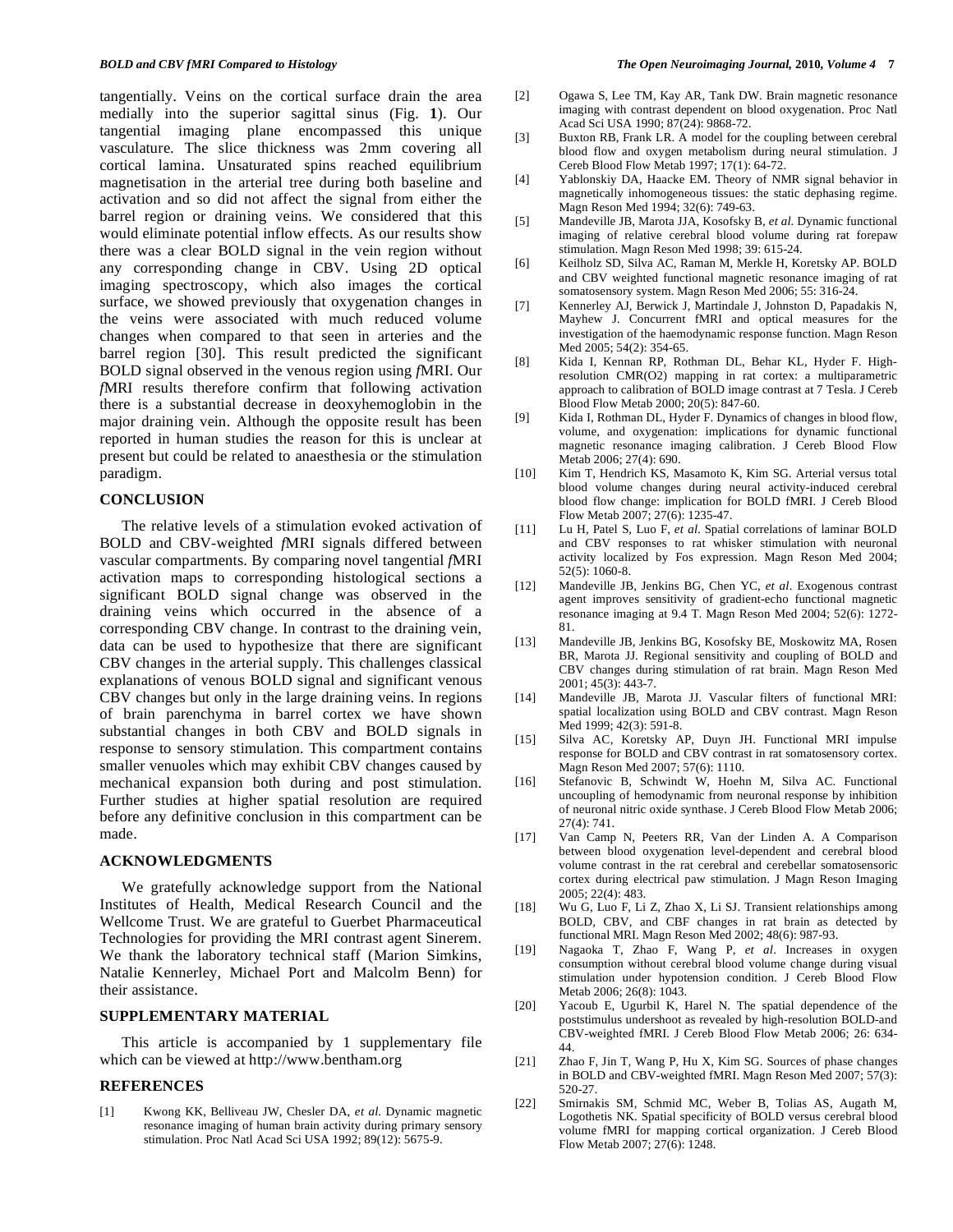tangentially. Veins on the cortical surface drain the area medially into the superior sagittal sinus (Fig. **1**). Our tangential imaging plane encompassed this unique vasculature. The slice thickness was 2mm covering all cortical lamina. Unsaturated spins reached equilibrium magnetisation in the arterial tree during both baseline and activation and so did not affect the signal from either the barrel region or draining veins. We considered that this would eliminate potential inflow effects. As our results show there was a clear BOLD signal in the vein region without any corresponding change in CBV. Using 2D optical imaging spectroscopy, which also images the cortical surface, we showed previously that oxygenation changes in the veins were associated with much reduced volume changes when compared to that seen in arteries and the barrel region [30]. This result predicted the significant BOLD signal observed in the venous region using *f*MRI. Our *f*MRI results therefore confirm that following activation there is a substantial decrease in deoxyhemoglobin in the major draining vein. Although the opposite result has been reported in human studies the reason for this is unclear at present but could be related to anaesthesia or the stimulation paradigm.

## CONCLUSION

The relative levels of a stimulation evoked activation of BOLD and CBV-weighted *f*MRI signals differed between vascular compartments. By comparing novel tangential *f*MRI activation maps to corresponding histological sections a significant BOLD signal change was observed in the draining veins which occurred in the absence of a corresponding CBV change. In contrast to the draining vein, data can be used to hypothesize that there are significant CBV changes in the arterial supply. This challenges classical explanations of venous BOLD signal and significant venous CBV changes but only in the large draining veins. In regions of brain parenchyma in barrel cortex we have shown substantial changes in both CBV and BOLD signals in response to sensory stimulation. This compartment contains smaller venuoles which may exhibit CBV changes caused by mechanical expansion both during and post stimulation. Further studies at higher spatial resolution are required before any definitive conclusion in this compartment can be made.

## ACKNOWLEDGMENTS

We gratefully acknowledge support from the National Institutes of Health, Medical Research Council and the Wellcome Trust. We are grateful to Guerbet Pharmaceutical Technologies for providing the MRI contrast agent Sinerem. We thank the laboratory technical staff (Marion Simkins, Natalie Kennerley, Michael Port and Malcolm Benn) for their assistance.

## SUPPLEMENTARY MATERIAL

This article is accompanied by 1 supplementary file which can be viewed at http://www.bentham.org

## REFERENCES

[1] Kwong KK, Belliveau JW, Chesler DA, *et al*. Dynamic magnetic resonance imaging of human brain activity during primary sensory stimulation. Proc Natl Acad Sci USA 1992; 89(12): 5675-9.

[2] Ogawa S, Lee TM, Kay AR, Tank DW. Brain magnetic resonance imaging with contrast dependent on blood oxygenation. Proc Natl Acad Sci USA 1990; 87(24): 9868-72.

[3] Buxton RB, Frank LR. A model for the coupling between cerebral blood flow and oxygen metabolism during neural stimulation. J Cereb Blood Flow Metab 1997; 17(1): 64-72.

[4] Yablonskiy DA, Haacke EM. Theory of NMR signal behavior in magnetically inhomogeneous tissues: the static dephasing regime. Magn Reson Med 1994; 32(6): 749-63.

[5] Mandeville JB, Marota JJA, Kosofsky B, *et al*. Dynamic functional imaging of relative cerebral blood volume during rat forepaw stimulation. Magn Reson Med 1998; 39: 615-24.

[6] Keilholz SD, Silva AC, Raman M, Merkle H, Koretsky AP. BOLD and CBV weighted functional magnetic resonance imaging of rat somatosensory system. Magn Reson Med 2006; 55: 316-24.

[7] Kennerley AJ, Berwick J, Martindale J, Johnston D, Papadakis N, Mayhew J. Concurrent fMRI and optical measures for the investigation of the haemodynamic response function. Magn Reson Med 2005; 54(2): 354-65.

[8] Kida I, Kennan RP, Rothman DL, Behar KL, Hyder F. High-resolution CMR(O2) mapping in rat cortex: a multiparametric approach to calibration of BOLD image contrast at 7 Tesla. J Cereb Blood Flow Metab 2000; 20(5): 847-60.

[9] Kida I, Rothman DL, Hyder F. Dynamics of changes in blood flow, volume, and oxygenation: implications for dynamic functional magnetic resonance imaging calibration. J Cereb Blood Flow Metab 2006; 27(4): 690.

[10] Kim T, Hendrich KS, Masamoto K, Kim SG. Arterial versus total blood volume changes during neural activity-induced cerebral blood flow change: implication for BOLD fMRI. J Cereb Blood Flow Metab 2007; 27(6): 1235-47.

[11] Lu H, Patel S, Luo F, *et al*. Spatial correlations of laminar BOLD and CBV responses to rat whisker stimulation with neuronal activity localized by Fos expression. Magn Reson Med 2004; 52(5): 1060-8.

[12] Mandeville JB, Jenkins BG, Chen YC, *et al*. Exogenous contrast agent improves sensitivity of gradient-echo functional magnetic resonance imaging at 9.4 T. Magn Reson Med 2004; 52(6): 1272-81.

[13] Mandeville JB, Jenkins BG, Kosofsky BE, Moskowitz MA, Rosen BR, Marota JJ. Regional sensitivity and coupling of BOLD and CBV changes during stimulation of rat brain. Magn Reson Med 2001; 45(3): 443-7.

[14] Mandeville JB, Marota JJ. Vascular filters of functional MRI: spatial localization using BOLD and CBV contrast. Magn Reson Med 1999; 42(3): 591-8.

[15] Silva AC, Koretsky AP, Duyn JH. Functional MRI impulse response for BOLD and CBV contrast in rat somatosensory cortex. Magn Reson Med 2007; 57(6): 1110.

[16] Stefanovic B, Schwindt W, Hoehn M, Silva AC. Functional uncoupling of hemodynamic from neuronal response by inhibition of neuronal nitric oxide synthase. J Cereb Blood Flow Metab 2006; 27(4): 741.

[17] Van Camp N, Peeters RR, Van der Linden A. A Comparison between blood oxygenation level-dependent and cerebral blood volume contrast in the rat cerebral and cerebellar somatosensoric cortex during electrical paw stimulation. J Magn Reson Imaging 2005; 22(4): 483.

[18] Wu G, Luo F, Li Z, Zhao X, Li SJ. Transient relationships among BOLD, CBV, and CBF changes in rat brain as detected by functional MRI. Magn Reson Med 2002; 48(6): 987-93.

[19] Nagaoka T, Zhao F, Wang P, *et al*. Increases in oxygen consumption without cerebral blood volume change during visual stimulation under hypotension condition. J Cereb Blood Flow Metab 2006; 26(8): 1043.

[20] Yacoub E, Ugurbil K, Harel N. The spatial dependence of the poststimulus undershoot as revealed by high-resolution BOLD-and CBV-weighted fMRI. J Cereb Blood Flow Metab 2006; 26: 634-44.

[21] Zhao F, Jin T, Wang P, Hu X, Kim SG. Sources of phase changes in BOLD and CBV-weighted fMRI. Magn Reson Med 2007; 57(3): 520-27.

[22] Smirnakis SM, Schmid MC, Weber B, Tolias AS, Augath M, Logothetis NK. Spatial specificity of BOLD versus cerebral blood volume fMRI for mapping cortical organization. J Cereb Blood Flow Metab 2007; 27(6): 1248.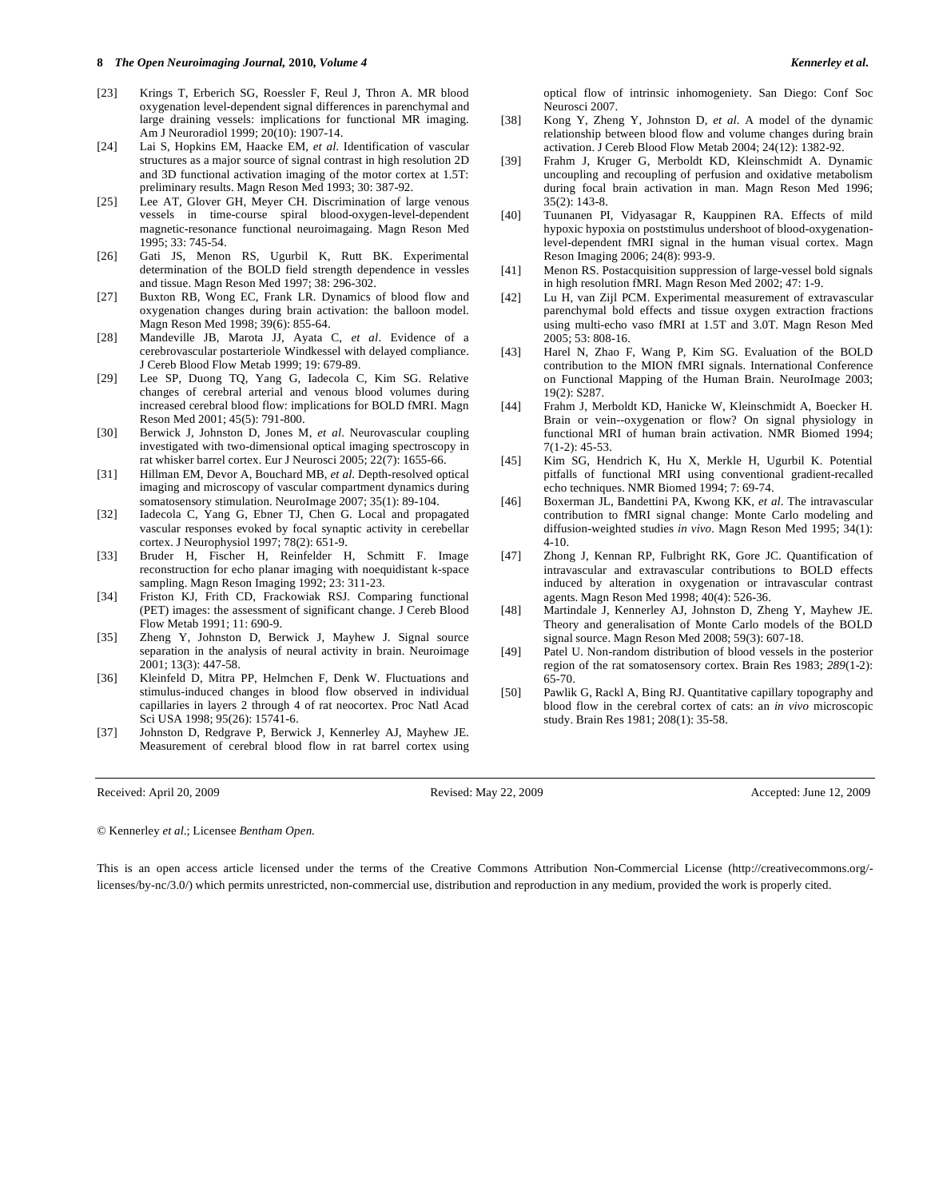[23] Krings T, Erberich SG, Roessler F, Reul J, Thron A. MR blood oxygenation level-dependent signal differences in parenchymal and large draining vessels: implications for functional MR imaging. Am J Neuroradiol 1999; 20(10): 1907-14.

[24] Lai S, Hopkins EM, Haacke EM, *et al*. Identification of vascular structures as a major source of signal contrast in high resolution 2D and 3D functional activation imaging of the motor cortex at 1.5T: preliminary results. Magn Reson Med 1993; 30: 387-92.

[25] Lee AT, Glover GH, Meyer CH. Discrimination of large venous vessels in time-course spiral blood-oxygen-level-dependent magnetic-resonance functional neuroimagaing. Magn Reson Med 1995; 33: 745-54.

[26] Gati JS, Menon RS, Ugurbil K, Rutt BK. Experimental determination of the BOLD field strength dependence in vessels and tissue. Magn Reson Med 1997; 38: 296-302.

[27] Buxton RB, Wong EC, Frank LR. Dynamics of blood flow and oxygenation changes during brain activation: the balloon model. Magn Reson Med 1998; 39(6): 855-64.

[28] Mandeville JB, Marota JJ, Ayata C, *et al*. Evidence of a cerebrovascular postarteriole Windkessel with delayed compliance. J Cereb Blood Flow Metab 1999; 19: 679-89.

[29] Lee SP, Duong TQ, Yang G, Iadecola C, Kim SG. Relative changes of cerebral arterial and venous blood volumes during increased cerebral blood flow: implications for BOLD fMRI. Magn Reson Med 2001; 45(5): 791-800.

[30] Berwick J, Johnston D, Jones M, *et al*. Neurovascular coupling investigated with two-dimensional optical imaging spectroscopy in rat whisker barrel cortex. Eur J Neurosci 2005; 22(7): 1655-66.

[31] Hillman EM, Devor A, Bouchard MB, *et al*. Depth-resolved optical imaging and microscopy of vascular compartment dynamics during somatosensory stimulation. NeuroImage 2007; 35(1): 89-104.

[32] Iadecola C, Yang G, Ebner TJ, Chen G. Local and propagated vascular responses evoked by focal synaptic activity in cerebellar cortex. J Neurophysiol 1997; 78(2): 651-9.

[33] Bruder H, Fischer H, Reinfelder H, Schmitt F. Image reconstruction for echo planar imaging with noequidistant k-space sampling. Magn Reson Imaging 1992; 23: 311-23.

[34] Friston KJ, Frith CD, Frackowiak RSJ. Comparing functional (PET) images: the assessment of significant change. J Cereb Blood Flow Metab 1991; 11: 690-9.

[35] Zheng Y, Johnston D, Berwick J, Mayhew J. Signal source separation in the analysis of neural activity in brain. Neuroimage 2001; 13(3): 447-58.

[36] Kleinfeld D, Mitra PP, Helmchen F, Denk W. Fluctuations and stimulus-induced changes in blood flow observed in individual capillaries in layers 2 through 4 of rat neocortex. Proc Natl Acad Sci USA 1998; 95(26): 15741-6.

[37] Johnston D, Redgrave P, Berwick J, Kennerley AJ, Mayhew JE. Measurement of cerebral blood flow in rat barrel cortex using optical flow of intrinsic inhomogeniety. San Diego: Conf Soc Neurosci 2007.

[38] Kong Y, Zheng Y, Johnston D, *et al*. A model of the dynamic relationship between blood flow and volume changes during brain activation. J Cereb Blood Flow Metab 2004; 24(12): 1382-92.

[39] Frahm J, Kruger G, Merboldt KD, Kleinschmidt A. Dynamic uncoupling and recoupling of perfusion and oxidative metabolism during focal brain activation in man. Magn Reson Med 1996; 35(2): 143-8.

[40] Tuunanen PI, Vidyasagar R, Kauppinen RA. Effects of mild hypoxic hypoxia on poststimulus undershoot of blood-oxygenation-level-dependent fMRI signal in the human visual cortex. Magn Reson Imaging 2006; 24(8): 993-9.

[41] Menon RS. Postacquisition suppression of large-vessel bold signals in high resolution fMRI. Magn Reson Med 2002; 47: 1-9.

[42] Lu H, van Zijl PCM. Experimental measurement of extravascular parenchymal bold effects and tissue oxygen extraction fractions using multi-echo vaso fMRI at 1.5T and 3.0T. Magn Reson Med 2005; 53: 808-16.

[43] Harel N, Zhao F, Wang P, Kim SG. Evaluation of the BOLD contribution to the MION fMRI signals. International Conference on Functional Mapping of the Human Brain. NeuroImage 2003; 19(2): S287.

[44] Frahm J, Merboldt KD, Hanicke W, Kleinschmidt A, Boecker H. Brain or vein--oxygenation or flow? On signal physiology in functional MRI of human brain activation. NMR Biomed 1994; 7(1-2): 45-53.

[45] Kim SG, Hendrich K, Hu X, Merkle H, Ugurbil K. Potential pitfalls of functional MRI using conventional gradient-recalled echo techniques. NMR Biomed 1994; 7: 69-74.

[46] Boxerman JL, Bandettini PA, Kwong KK, *et al*. The intravascular contribution to fMRI signal change: Monte Carlo modeling and diffusion-weighted studies *in vivo*. Magn Reson Med 1995; 34(1): 4-10.

[47] Zhong J, Kennan RP, Fulbright RK, Gore JC. Quantification of intravascular and extravascular contributions to BOLD effects induced by alteration in oxygenation or intravascular contrast agents. Magn Reson Med 1998; 40(4): 526-36.

[48] Martindale J, Kennerley AJ, Johnston D, Zheng Y, Mayhew JE. Theory and generalisation of Monte Carlo models of the BOLD signal source. Magn Reson Med 2008; 59(3): 607-18.

[49] Patel U. Non-random distribution of blood vessels in the posterior region of the rat somatosensory cortex. Brain Res 1983; *289*(1-2): 65-70.

[50] Pawlik G, Rackl A, Bing RJ. Quantitative capillary topography and blood flow in the cerebral cortex of cats: an *in vivo* microscopic study. Brain Res 1981; 208(1): 35-58.

Received: April 20, 2009 Revised: May 22, 2009 Accepted: June 12, 2009

© Kennerley *et al*.; Licensee *Bentham Open.*

This is an open access article licensed under the terms of the Creative Commons Attribution Non-Commercial License (http://creativecommons.org/-licenses/by-nc/3.0/) which permits unrestricted, non-commercial use, distribution and reproduction in any medium, provided the work is properly cited.